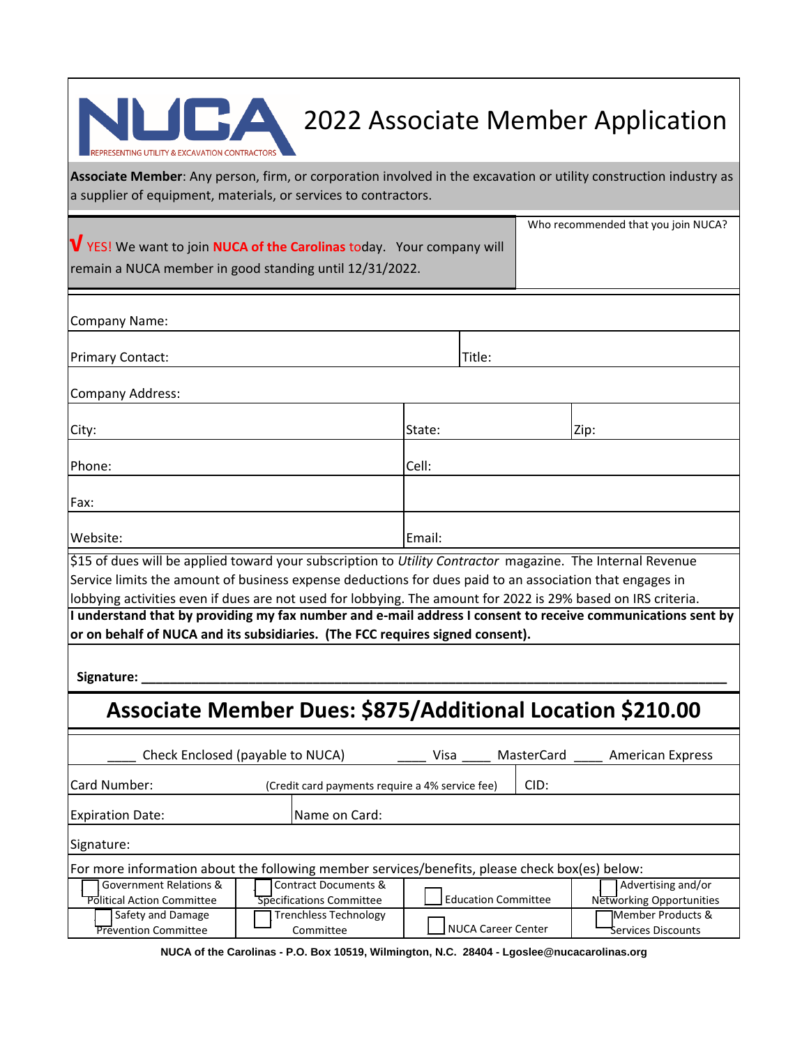# NUCA

REPRESENTING UTILITY & EXCAVATION CONTRACTORS

# 2022 Associate Member Application

**Associate Member**: Any person, firm, or corporation involved in the excavation or utility construction industry as a supplier of equipment, materials, or services to contractors.

| √ YES! We want to join **NUCA of the Carolinas** today. Your company will remain a NUCA member in good standing until 12/31/2022. | Who recommended that you join NUCA? |
|---|---|

| | | |
|---|---|---|
| Company Name: | | |
| Primary Contact: | Title: | |
| Company Address: | | |
| City: | State: | Zip: |
| Phone: | Cell: | |
| Fax: | | |
| Website: | Email: | |

$15 of dues will be applied toward your subscription to *Utility Contractor* magazine. The Internal Revenue Service limits the amount of business expense deductions for dues paid to an association that engages in lobbying activities even if dues are not used for lobbying. The amount for 2022 is 29% based on IRS criteria.

**I understand that by providing my fax number and e-mail address I consent to receive communications sent by or on behalf of NUCA and its subsidiaries. (The FCC requires signed consent).**

**Signature: ______________________________________________**

## Associate Member Dues: $875/Additional Location $210.00

____ Check Enclosed (payable to NUCA) ____ Visa ____ MasterCard ____ American Express

| | |
|---|---|
| Card Number: (Credit card payments require a 4% service fee) | CID: |
| Expiration Date: | Name on Card: |
| Signature: | |

For more information about the following member services/benefits, please check box(es) below:

| | | | |
|---|---|---|---|
| ☐ Government Relations & Political Action Committee | ☐ Contract Documents & Specifications Committee | ☐ Education Committee | ☐ Advertising and/or Networking Opportunities |
| ☐ Safety and Damage Prevention Committee | ☐ Trenchless Technology Committee | ☐ NUCA Career Center | ☐ Member Products & Services Discounts |

**NUCA of the Carolinas - P.O. Box 10519, Wilmington, N.C. 28404 - Lgoslee@nucacarolinas.org**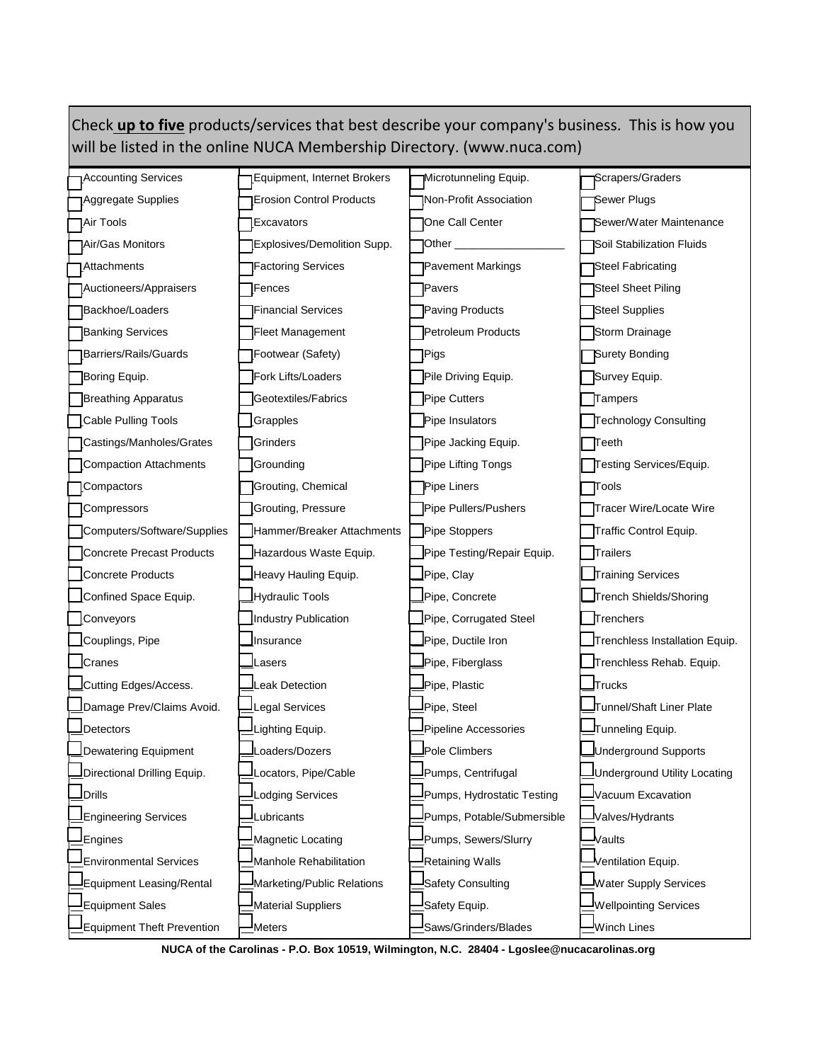Check **up to five** products/services that best describe your company's business. This is how you will be listed in the online NUCA Membership Directory. (www.nuca.com)

- ☐ Accounting Services
- ☐ Aggregate Supplies
- ☐ Air Tools
- ☐ Air/Gas Monitors
- ☐ Attachments
- ☐ Auctioneers/Appraisers
- ☐ Backhoe/Loaders
- ☐ Banking Services
- ☐ Barriers/Rails/Guards
- ☐ Boring Equip.
- ☐ Breathing Apparatus
- ☐ Cable Pulling Tools
- ☐ Castings/Manholes/Grates
- ☐ Compaction Attachments
- ☐ Compactors
- ☐ Compressors
- ☐ Computers/Software/Supplies
- ☐ Concrete Precast Products
- ☐ Concrete Products
- ☐ Confined Space Equip.
- ☐ Conveyors
- ☐ Couplings, Pipe
- ☐ Cranes
- ☐ Cutting Edges/Access.
- ☐ Damage Prev/Claims Avoid.
- ☐ Detectors
- ☐ Dewatering Equipment
- ☐ Directional Drilling Equip.
- ☐ Drills
- ☐ Engineering Services
- ☐ Engines
- ☐ Environmental Services
- ☐ Equipment Leasing/Rental
- ☐ Equipment Sales
- ☐ Equipment Theft Prevention
- ☐ Equipment, Internet Brokers
- ☐ Erosion Control Products
- ☐ Excavators
- ☐ Explosives/Demolition Supp.
- ☐ Factoring Services
- ☐ Fences
- ☐ Financial Services
- ☐ Fleet Management
- ☐ Footwear (Safety)
- ☐ Fork Lifts/Loaders
- ☐ Geotextiles/Fabrics
- ☐ Grapples
- ☐ Grinders
- ☐ Grounding
- ☐ Grouting, Chemical
- ☐ Grouting, Pressure
- ☐ Hammer/Breaker Attachments
- ☐ Hazardous Waste Equip.
- ☐ Heavy Hauling Equip.
- ☐ Hydraulic Tools
- ☐ Industry Publication
- ☐ Insurance
- ☐ Lasers
- ☐ Leak Detection
- ☐ Legal Services
- ☐ Lighting Equip.
- ☐ Loaders/Dozers
- ☐ Locators, Pipe/Cable
- ☐ Lodging Services
- ☐ Lubricants
- ☐ Magnetic Locating
- ☐ Manhole Rehabilitation
- ☐ Marketing/Public Relations
- ☐ Material Suppliers
- ☐ Meters
- ☐ Microtunneling Equip.
- ☐ Non-Profit Association
- ☐ One Call Center
- ☐ Other ____________________
- ☐ Pavement Markings
- ☐ Pavers
- ☐ Paving Products
- ☐ Petroleum Products
- ☐ Pigs
- ☐ Pile Driving Equip.
- ☐ Pipe Cutters
- ☐ Pipe Insulators
- ☐ Pipe Jacking Equip.
- ☐ Pipe Lifting Tongs
- ☐ Pipe Liners
- ☐ Pipe Pullers/Pushers
- ☐ Pipe Stoppers
- ☐ Pipe Testing/Repair Equip.
- ☐ Pipe, Clay
- ☐ Pipe, Concrete
- ☐ Pipe, Corrugated Steel
- ☐ Pipe, Ductile Iron
- ☐ Pipe, Fiberglass
- ☐ Pipe, Plastic
- ☐ Pipe, Steel
- ☐ Pipeline Accessories
- ☐ Pole Climbers
- ☐ Pumps, Centrifugal
- ☐ Pumps, Hydrostatic Testing
- ☐ Pumps, Potable/Submersible
- ☐ Pumps, Sewers/Slurry
- ☐ Retaining Walls
- ☐ Safety Consulting
- ☐ Safety Equip.
- ☐ Saws/Grinders/Blades
- ☐ Scrapers/Graders
- ☐ Sewer Plugs
- ☐ Sewer/Water Maintenance
- ☐ Soil Stabilization Fluids
- ☐ Steel Fabricating
- ☐ Steel Sheet Piling
- ☐ Steel Supplies
- ☐ Storm Drainage
- ☐ Surety Bonding
- ☐ Survey Equip.
- ☐ Tampers
- ☐ Technology Consulting
- ☐ Teeth
- ☐ Testing Services/Equip.
- ☐ Tools
- ☐ Tracer Wire/Locate Wire
- ☐ Traffic Control Equip.
- ☐ Trailers
- ☐ Training Services
- ☐ Trench Shields/Shoring
- ☐ Trenchers
- ☐ Trenchless Installation Equip.
- ☐ Trenchless Rehab. Equip.
- ☐ Trucks
- ☐ Tunnel/Shaft Liner Plate
- ☐ Tunneling Equip.
- ☐ Underground Supports
- ☐ Underground Utility Locating
- ☐ Vacuum Excavation
- ☐ Valves/Hydrants
- ☐ Vaults
- ☐ Ventilation Equip.
- ☐ Water Supply Services
- ☐ Wellpointing Services
- ☐ Winch Lines

**NUCA of the Carolinas - P.O. Box 10519, Wilmington, N.C. 28404 - Lgoslee@nucacarolinas.org**